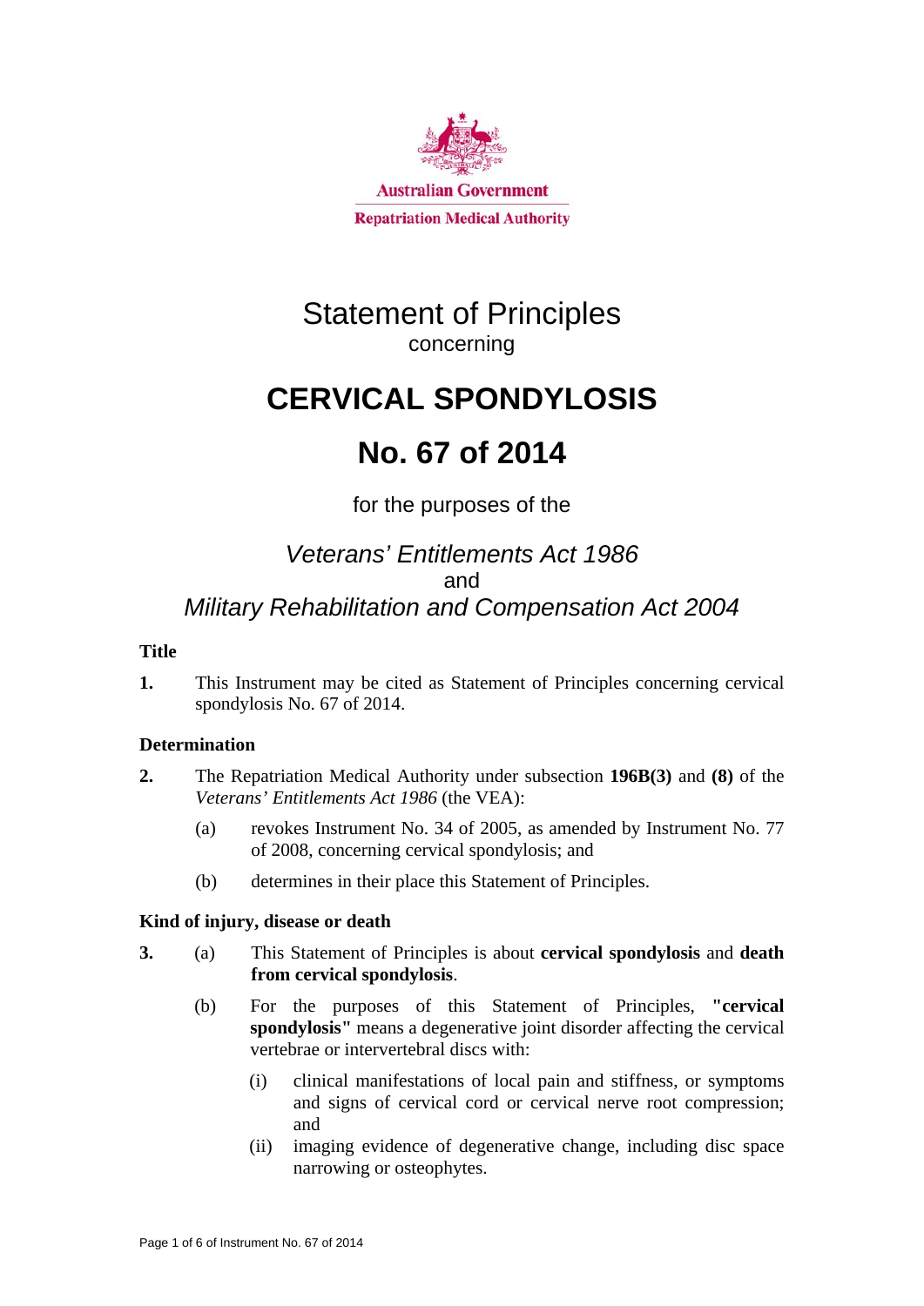Australian Government

Repatriation Medical Authority

# Statement of Principles

concerning

# CERVICAL SPONDYLOSIS

# No. 67 of 2014

for the purposes of the

*Veterans' Entitlements Act 1986*
and
*Military Rehabilitation and Compensation Act 2004*

### Title

**1.** This Instrument may be cited as Statement of Principles concerning cervical spondylosis No. 67 of 2014.

### Determination

**2.** The Repatriation Medical Authority under subsection **196B(3)** and **(8)** of the *Veterans' Entitlements Act 1986* (the VEA):

(a) revokes Instrument No. 34 of 2005, as amended by Instrument No. 77 of 2008, concerning cervical spondylosis; and

(b) determines in their place this Statement of Principles.

### Kind of injury, disease or death

**3.** (a) This Statement of Principles is about **cervical spondylosis** and **death from cervical spondylosis**.

(b) For the purposes of this Statement of Principles, **"cervical spondylosis"** means a degenerative joint disorder affecting the cervical vertebrae or intervertebral discs with:

(i) clinical manifestations of local pain and stiffness, or symptoms and signs of cervical cord or cervical nerve root compression; and

(ii) imaging evidence of degenerative change, including disc space narrowing or osteophytes.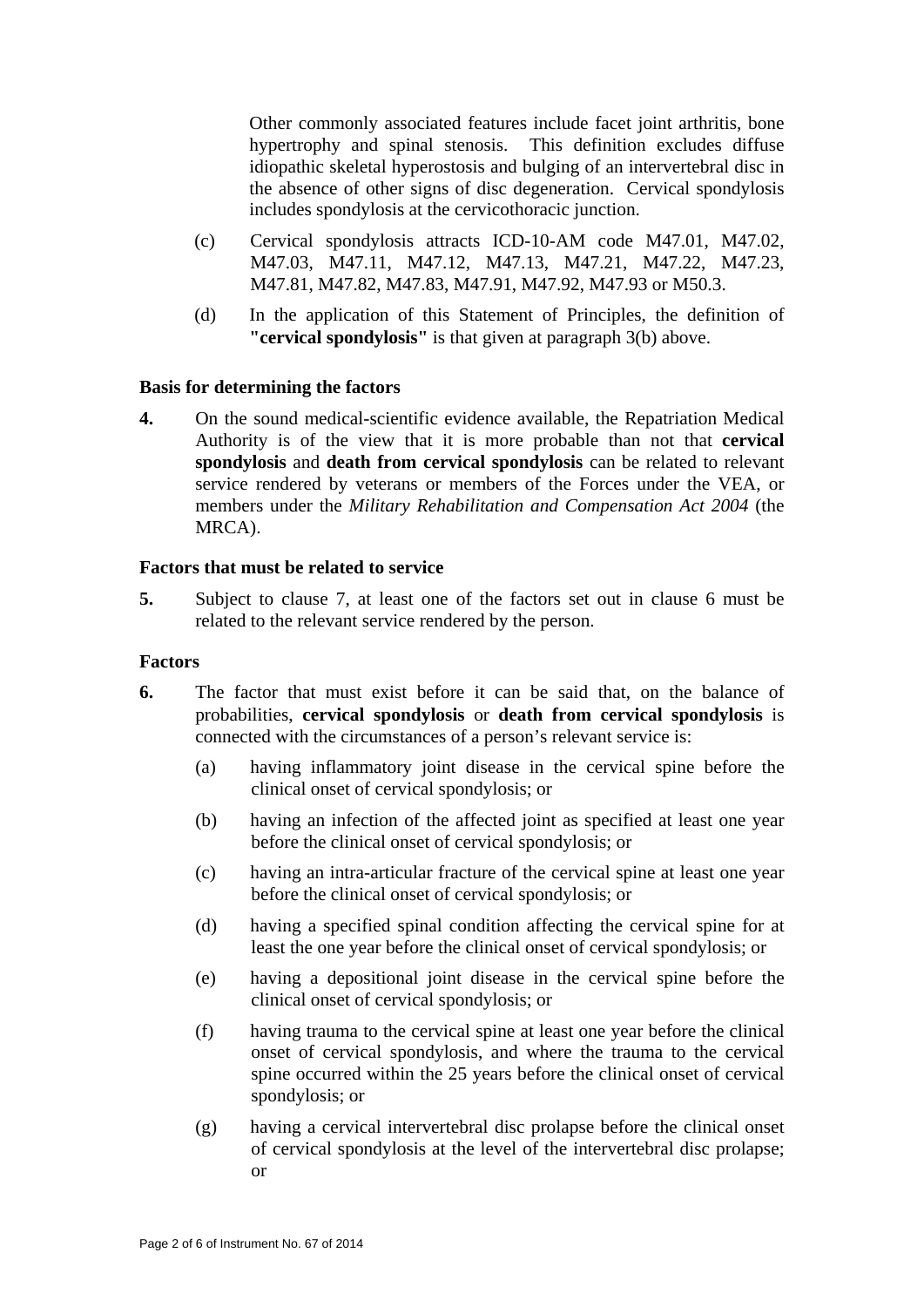Other commonly associated features include facet joint arthritis, bone hypertrophy and spinal stenosis. This definition excludes diffuse idiopathic skeletal hyperostosis and bulging of an intervertebral disc in the absence of other signs of disc degeneration. Cervical spondylosis includes spondylosis at the cervicothoracic junction.

(c) Cervical spondylosis attracts ICD-10-AM code M47.01, M47.02, M47.03, M47.11, M47.12, M47.13, M47.21, M47.22, M47.23, M47.81, M47.82, M47.83, M47.91, M47.92, M47.93 or M50.3.

(d) In the application of this Statement of Principles, the definition of **"cervical spondylosis"** is that given at paragraph 3(b) above.

**Basis for determining the factors**

**4.** On the sound medical-scientific evidence available, the Repatriation Medical Authority is of the view that it is more probable than not that **cervical spondylosis** and **death from cervical spondylosis** can be related to relevant service rendered by veterans or members of the Forces under the VEA, or members under the *Military Rehabilitation and Compensation Act 2004* (the MRCA).

**Factors that must be related to service**

**5.** Subject to clause 7, at least one of the factors set out in clause 6 must be related to the relevant service rendered by the person.

**Factors**

**6.** The factor that must exist before it can be said that, on the balance of probabilities, **cervical spondylosis** or **death from cervical spondylosis** is connected with the circumstances of a person's relevant service is:

(a) having inflammatory joint disease in the cervical spine before the clinical onset of cervical spondylosis; or

(b) having an infection of the affected joint as specified at least one year before the clinical onset of cervical spondylosis; or

(c) having an intra-articular fracture of the cervical spine at least one year before the clinical onset of cervical spondylosis; or

(d) having a specified spinal condition affecting the cervical spine for at least the one year before the clinical onset of cervical spondylosis; or

(e) having a depositional joint disease in the cervical spine before the clinical onset of cervical spondylosis; or

(f) having trauma to the cervical spine at least one year before the clinical onset of cervical spondylosis, and where the trauma to the cervical spine occurred within the 25 years before the clinical onset of cervical spondylosis; or

(g) having a cervical intervertebral disc prolapse before the clinical onset of cervical spondylosis at the level of the intervertebral disc prolapse; or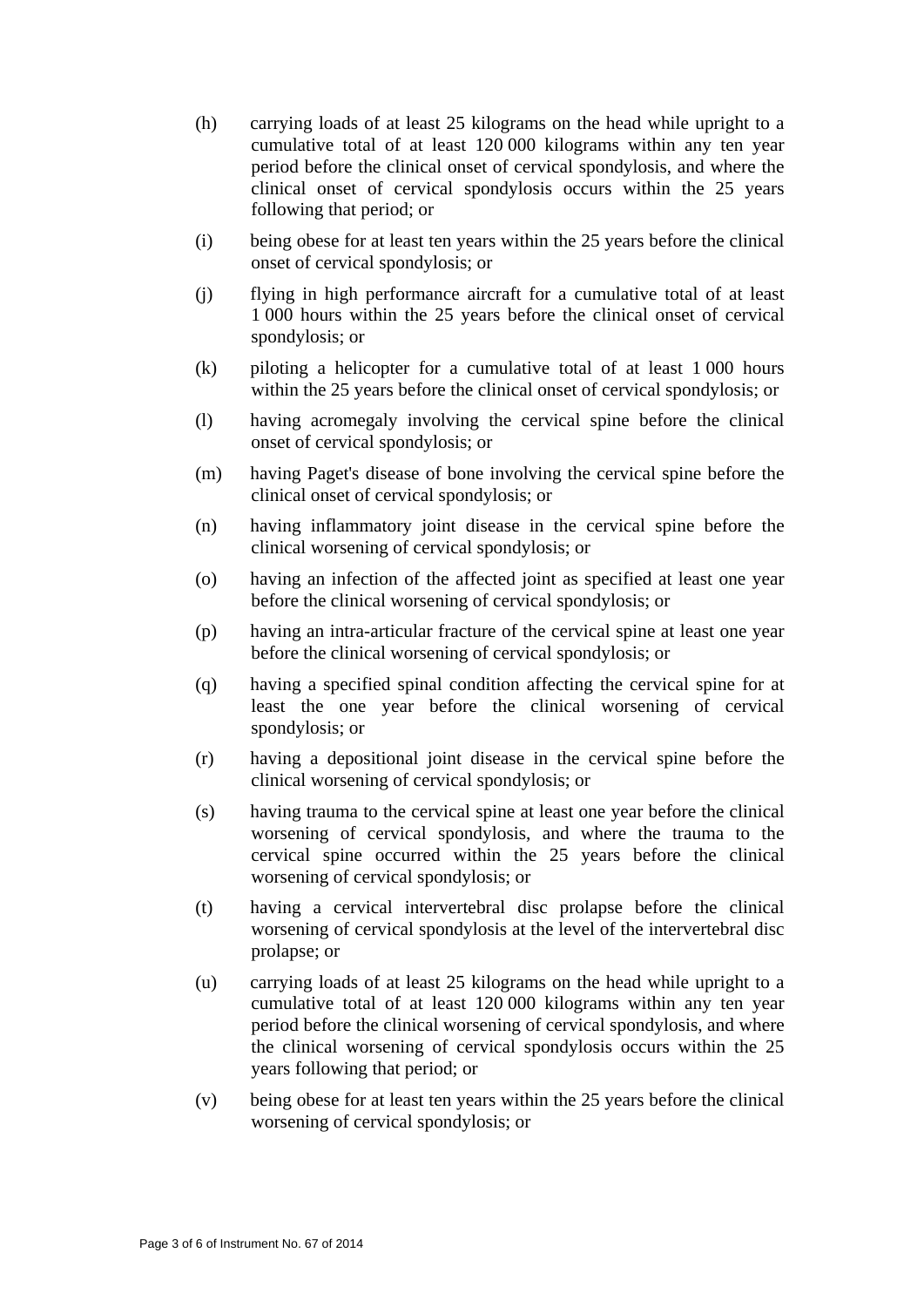(h) carrying loads of at least 25 kilograms on the head while upright to a cumulative total of at least 120 000 kilograms within any ten year period before the clinical onset of cervical spondylosis, and where the clinical onset of cervical spondylosis occurs within the 25 years following that period; or

(i) being obese for at least ten years within the 25 years before the clinical onset of cervical spondylosis; or

(j) flying in high performance aircraft for a cumulative total of at least 1 000 hours within the 25 years before the clinical onset of cervical spondylosis; or

(k) piloting a helicopter for a cumulative total of at least 1 000 hours within the 25 years before the clinical onset of cervical spondylosis; or

(l) having acromegaly involving the cervical spine before the clinical onset of cervical spondylosis; or

(m) having Paget's disease of bone involving the cervical spine before the clinical onset of cervical spondylosis; or

(n) having inflammatory joint disease in the cervical spine before the clinical worsening of cervical spondylosis; or

(o) having an infection of the affected joint as specified at least one year before the clinical worsening of cervical spondylosis; or

(p) having an intra-articular fracture of the cervical spine at least one year before the clinical worsening of cervical spondylosis; or

(q) having a specified spinal condition affecting the cervical spine for at least the one year before the clinical worsening of cervical spondylosis; or

(r) having a depositional joint disease in the cervical spine before the clinical worsening of cervical spondylosis; or

(s) having trauma to the cervical spine at least one year before the clinical worsening of cervical spondylosis, and where the trauma to the cervical spine occurred within the 25 years before the clinical worsening of cervical spondylosis; or

(t) having a cervical intervertebral disc prolapse before the clinical worsening of cervical spondylosis at the level of the intervertebral disc prolapse; or

(u) carrying loads of at least 25 kilograms on the head while upright to a cumulative total of at least 120 000 kilograms within any ten year period before the clinical worsening of cervical spondylosis, and where the clinical worsening of cervical spondylosis occurs within the 25 years following that period; or

(v) being obese for at least ten years within the 25 years before the clinical worsening of cervical spondylosis; or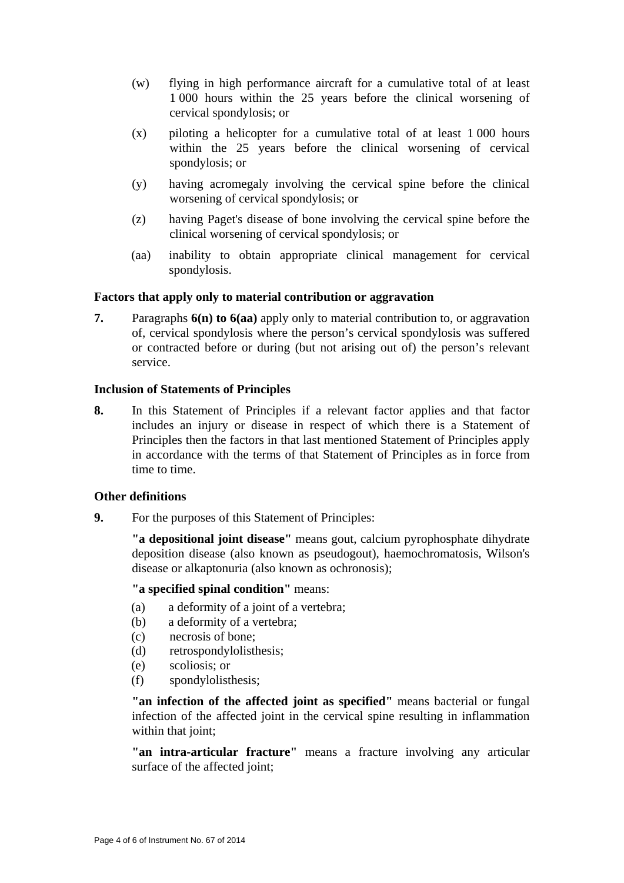(w) flying in high performance aircraft for a cumulative total of at least 1 000 hours within the 25 years before the clinical worsening of cervical spondylosis; or

(x) piloting a helicopter for a cumulative total of at least 1 000 hours within the 25 years before the clinical worsening of cervical spondylosis; or

(y) having acromegaly involving the cervical spine before the clinical worsening of cervical spondylosis; or

(z) having Paget's disease of bone involving the cervical spine before the clinical worsening of cervical spondylosis; or

(aa) inability to obtain appropriate clinical management for cervical spondylosis.

### Factors that apply only to material contribution or aggravation

**7.** Paragraphs **6(n) to 6(aa)** apply only to material contribution to, or aggravation of, cervical spondylosis where the person's cervical spondylosis was suffered or contracted before or during (but not arising out of) the person's relevant service.

### Inclusion of Statements of Principles

**8.** In this Statement of Principles if a relevant factor applies and that factor includes an injury or disease in respect of which there is a Statement of Principles then the factors in that last mentioned Statement of Principles apply in accordance with the terms of that Statement of Principles as in force from time to time.

### Other definitions

**9.** For the purposes of this Statement of Principles:

**"a depositional joint disease"** means gout, calcium pyrophosphate dihydrate deposition disease (also known as pseudogout), haemochromatosis, Wilson's disease or alkaptonuria (also known as ochronosis);

**"a specified spinal condition"** means:

(a) a deformity of a joint of a vertebra;
(b) a deformity of a vertebra;
(c) necrosis of bone;
(d) retrospondylolisthesis;
(e) scoliosis; or
(f) spondylolisthesis;

**"an infection of the affected joint as specified"** means bacterial or fungal infection of the affected joint in the cervical spine resulting in inflammation within that joint;

**"an intra-articular fracture"** means a fracture involving any articular surface of the affected joint;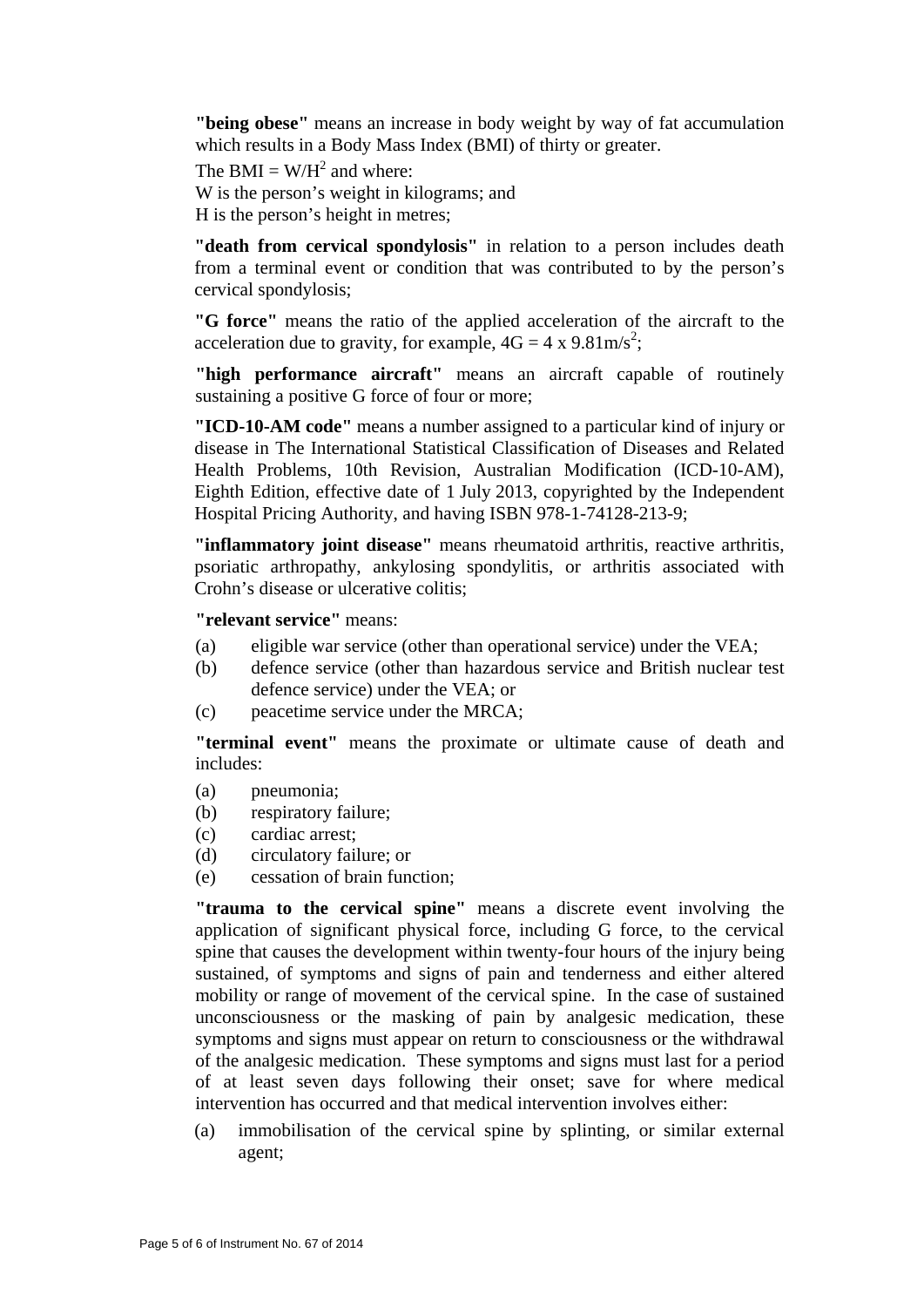**"being obese"** means an increase in body weight by way of fat accumulation which results in a Body Mass Index (BMI) of thirty or greater.

The BMI = $W/H^2$ and where:
W is the person's weight in kilograms; and
H is the person's height in metres;

**"death from cervical spondylosis"** in relation to a person includes death from a terminal event or condition that was contributed to by the person's cervical spondylosis;

**"G force"** means the ratio of the applied acceleration of the aircraft to the acceleration due to gravity, for example, $4G = 4 \times 9.81 m/s^2$;

**"high performance aircraft"** means an aircraft capable of routinely sustaining a positive G force of four or more;

**"ICD-10-AM code"** means a number assigned to a particular kind of injury or disease in The International Statistical Classification of Diseases and Related Health Problems, 10th Revision, Australian Modification (ICD-10-AM), Eighth Edition, effective date of 1 July 2013, copyrighted by the Independent Hospital Pricing Authority, and having ISBN 978-1-74128-213-9;

**"inflammatory joint disease"** means rheumatoid arthritis, reactive arthritis, psoriatic arthropathy, ankylosing spondylitis, or arthritis associated with Crohn's disease or ulcerative colitis;

**"relevant service"** means:

(a) eligible war service (other than operational service) under the VEA;
(b) defence service (other than hazardous service and British nuclear test defence service) under the VEA; or
(c) peacetime service under the MRCA;

**"terminal event"** means the proximate or ultimate cause of death and includes:

(a) pneumonia;
(b) respiratory failure;
(c) cardiac arrest;
(d) circulatory failure; or
(e) cessation of brain function;

**"trauma to the cervical spine"** means a discrete event involving the application of significant physical force, including G force, to the cervical spine that causes the development within twenty-four hours of the injury being sustained, of symptoms and signs of pain and tenderness and either altered mobility or range of movement of the cervical spine. In the case of sustained unconsciousness or the masking of pain by analgesic medication, these symptoms and signs must appear on return to consciousness or the withdrawal of the analgesic medication. These symptoms and signs must last for a period of at least seven days following their onset; save for where medical intervention has occurred and that medical intervention involves either:

(a) immobilisation of the cervical spine by splinting, or similar external agent;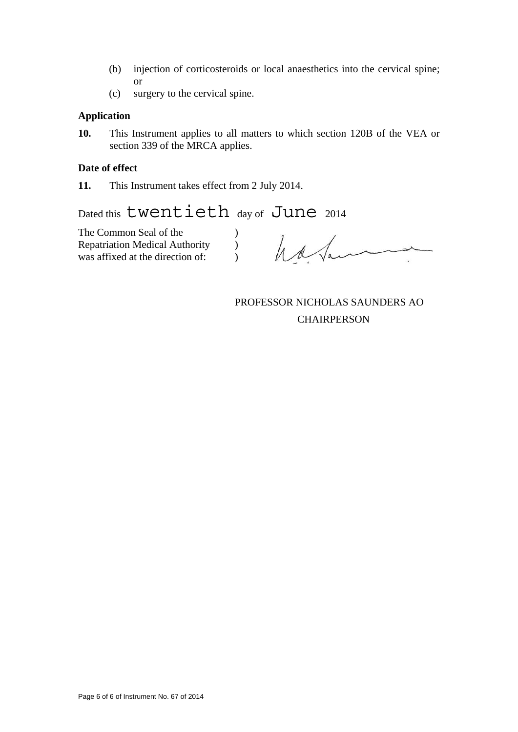(b) injection of corticosteroids or local anaesthetics into the cervical spine; or

(c) surgery to the cervical spine.

**Application**

**10.** This Instrument applies to all matters to which section 120B of the VEA or section 339 of the MRCA applies.

**Date of effect**

**11.** This Instrument takes effect from 2 July 2014.

Dated this twentieth day of June 2014

The Common Seal of the )
Repatriation Medical Authority )
was affixed at the direction of: )

PROFESSOR NICHOLAS SAUNDERS AO

CHAIRPERSON